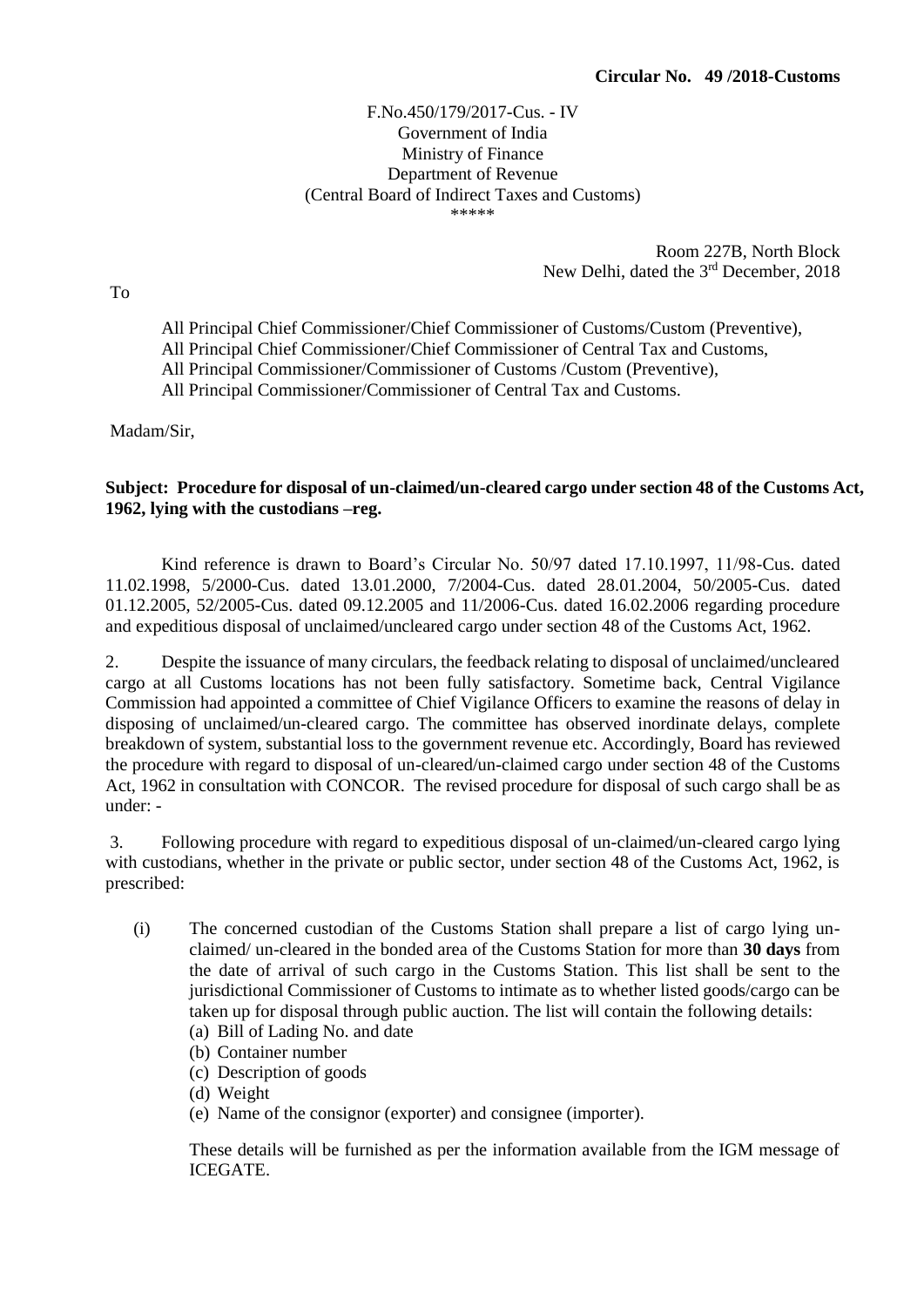**Circular No. 49 /2018-Customs**

F.No.450/179/2017-Cus. - IV
Government of India
Ministry of Finance
Department of Revenue
(Central Board of Indirect Taxes and Customs)
\*\*\*\*\*

Room 227B, North Block
New Delhi, dated the 3rd December, 2018

To

All Principal Chief Commissioner/Chief Commissioner of Customs/Custom (Preventive),
All Principal Chief Commissioner/Chief Commissioner of Central Tax and Customs,
All Principal Commissioner/Commissioner of Customs /Custom (Preventive),
All Principal Commissioner/Commissioner of Central Tax and Customs.

Madam/Sir,

**Subject: Procedure for disposal of un-claimed/un-cleared cargo under section 48 of the Customs Act, 1962, lying with the custodians –reg.**

Kind reference is drawn to Board's Circular No. 50/97 dated 17.10.1997, 11/98-Cus. dated 11.02.1998, 5/2000-Cus. dated 13.01.2000, 7/2004-Cus. dated 28.01.2004, 50/2005-Cus. dated 01.12.2005, 52/2005-Cus. dated 09.12.2005 and 11/2006-Cus. dated 16.02.2006 regarding procedure and expeditious disposal of unclaimed/uncleared cargo under section 48 of the Customs Act, 1962.

2. Despite the issuance of many circulars, the feedback relating to disposal of unclaimed/uncleared cargo at all Customs locations has not been fully satisfactory. Sometime back, Central Vigilance Commission had appointed a committee of Chief Vigilance Officers to examine the reasons of delay in disposing of unclaimed/un-cleared cargo. The committee has observed inordinate delays, complete breakdown of system, substantial loss to the government revenue etc. Accordingly, Board has reviewed the procedure with regard to disposal of un-cleared/un-claimed cargo under section 48 of the Customs Act, 1962 in consultation with CONCOR. The revised procedure for disposal of such cargo shall be as under: -

3. Following procedure with regard to expeditious disposal of un-claimed/un-cleared cargo lying with custodians, whether in the private or public sector, under section 48 of the Customs Act, 1962, is prescribed:

(i) The concerned custodian of the Customs Station shall prepare a list of cargo lying un-claimed/ un-cleared in the bonded area of the Customs Station for more than **30 days** from the date of arrival of such cargo in the Customs Station. This list shall be sent to the jurisdictional Commissioner of Customs to intimate as to whether listed goods/cargo can be taken up for disposal through public auction. The list will contain the following details:

(a) Bill of Lading No. and date
(b) Container number
(c) Description of goods
(d) Weight
(e) Name of the consignor (exporter) and consignee (importer).

These details will be furnished as per the information available from the IGM message of ICEGATE.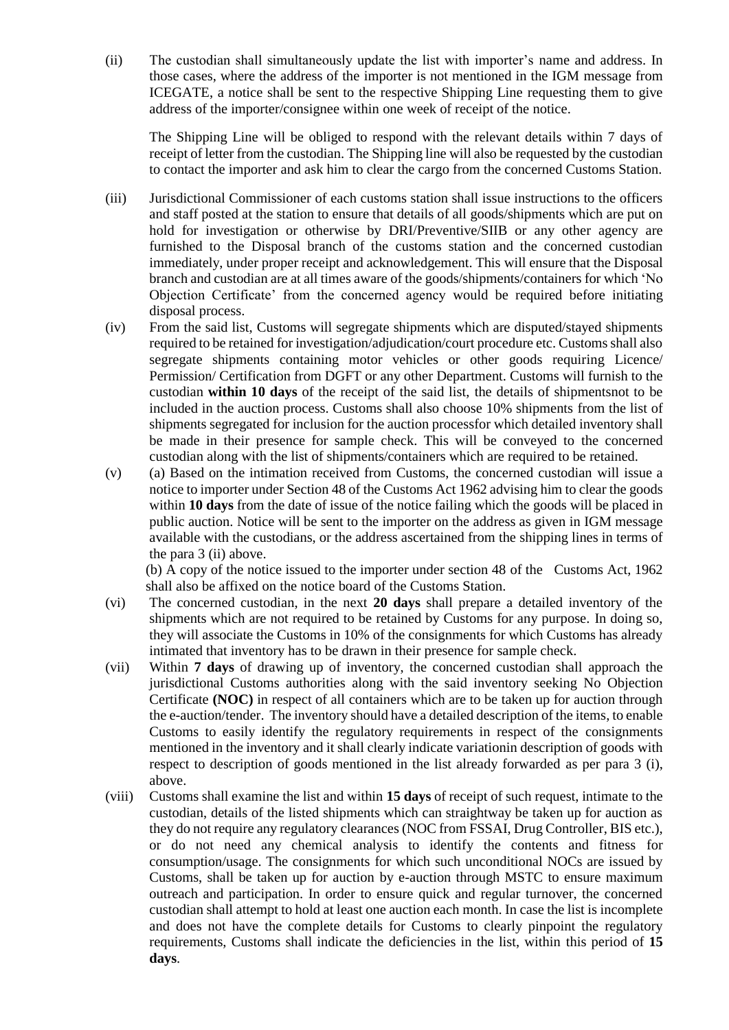(ii) The custodian shall simultaneously update the list with importer's name and address. In those cases, where the address of the importer is not mentioned in the IGM message from ICEGATE, a notice shall be sent to the respective Shipping Line requesting them to give address of the importer/consignee within one week of receipt of the notice.

The Shipping Line will be obliged to respond with the relevant details within 7 days of receipt of letter from the custodian. The Shipping line will also be requested by the custodian to contact the importer and ask him to clear the cargo from the concerned Customs Station.

(iii) Jurisdictional Commissioner of each customs station shall issue instructions to the officers and staff posted at the station to ensure that details of all goods/shipments which are put on hold for investigation or otherwise by DRI/Preventive/SIIB or any other agency are furnished to the Disposal branch of the customs station and the concerned custodian immediately, under proper receipt and acknowledgement. This will ensure that the Disposal branch and custodian are at all times aware of the goods/shipments/containers for which 'No Objection Certificate' from the concerned agency would be required before initiating disposal process.

(iv) From the said list, Customs will segregate shipments which are disputed/stayed shipments required to be retained for investigation/adjudication/court procedure etc. Customs shall also segregate shipments containing motor vehicles or other goods requiring Licence/ Permission/ Certification from DGFT or any other Department. Customs will furnish to the custodian **within 10 days** of the receipt of the said list, the details of shipmentsnot to be included in the auction process. Customs shall also choose 10% shipments from the list of shipments segregated for inclusion for the auction processfor which detailed inventory shall be made in their presence for sample check. This will be conveyed to the concerned custodian along with the list of shipments/containers which are required to be retained.

(v) (a) Based on the intimation received from Customs, the concerned custodian will issue a notice to importer under Section 48 of the Customs Act 1962 advising him to clear the goods within **10 days** from the date of issue of the notice failing which the goods will be placed in public auction. Notice will be sent to the importer on the address as given in IGM message available with the custodians, or the address ascertained from the shipping lines in terms of the para 3 (ii) above.

(b) A copy of the notice issued to the importer under section 48 of the Customs Act, 1962 shall also be affixed on the notice board of the Customs Station.

(vi) The concerned custodian, in the next **20 days** shall prepare a detailed inventory of the shipments which are not required to be retained by Customs for any purpose. In doing so, they will associate the Customs in 10% of the consignments for which Customs has already intimated that inventory has to be drawn in their presence for sample check.

(vii) Within **7 days** of drawing up of inventory, the concerned custodian shall approach the jurisdictional Customs authorities along with the said inventory seeking No Objection Certificate **(NOC)** in respect of all containers which are to be taken up for auction through the e-auction/tender. The inventory should have a detailed description of the items, to enable Customs to easily identify the regulatory requirements in respect of the consignments mentioned in the inventory and it shall clearly indicate variationin description of goods with respect to description of goods mentioned in the list already forwarded as per para 3 (i), above.

(viii) Customs shall examine the list and within **15 days** of receipt of such request, intimate to the custodian, details of the listed shipments which can straightway be taken up for auction as they do not require any regulatory clearances (NOC from FSSAI, Drug Controller, BIS etc.), or do not need any chemical analysis to identify the contents and fitness for consumption/usage. The consignments for which such unconditional NOCs are issued by Customs, shall be taken up for auction by e-auction through MSTC to ensure maximum outreach and participation. In order to ensure quick and regular turnover, the concerned custodian shall attempt to hold at least one auction each month. In case the list is incomplete and does not have the complete details for Customs to clearly pinpoint the regulatory requirements, Customs shall indicate the deficiencies in the list, within this period of **15 days**.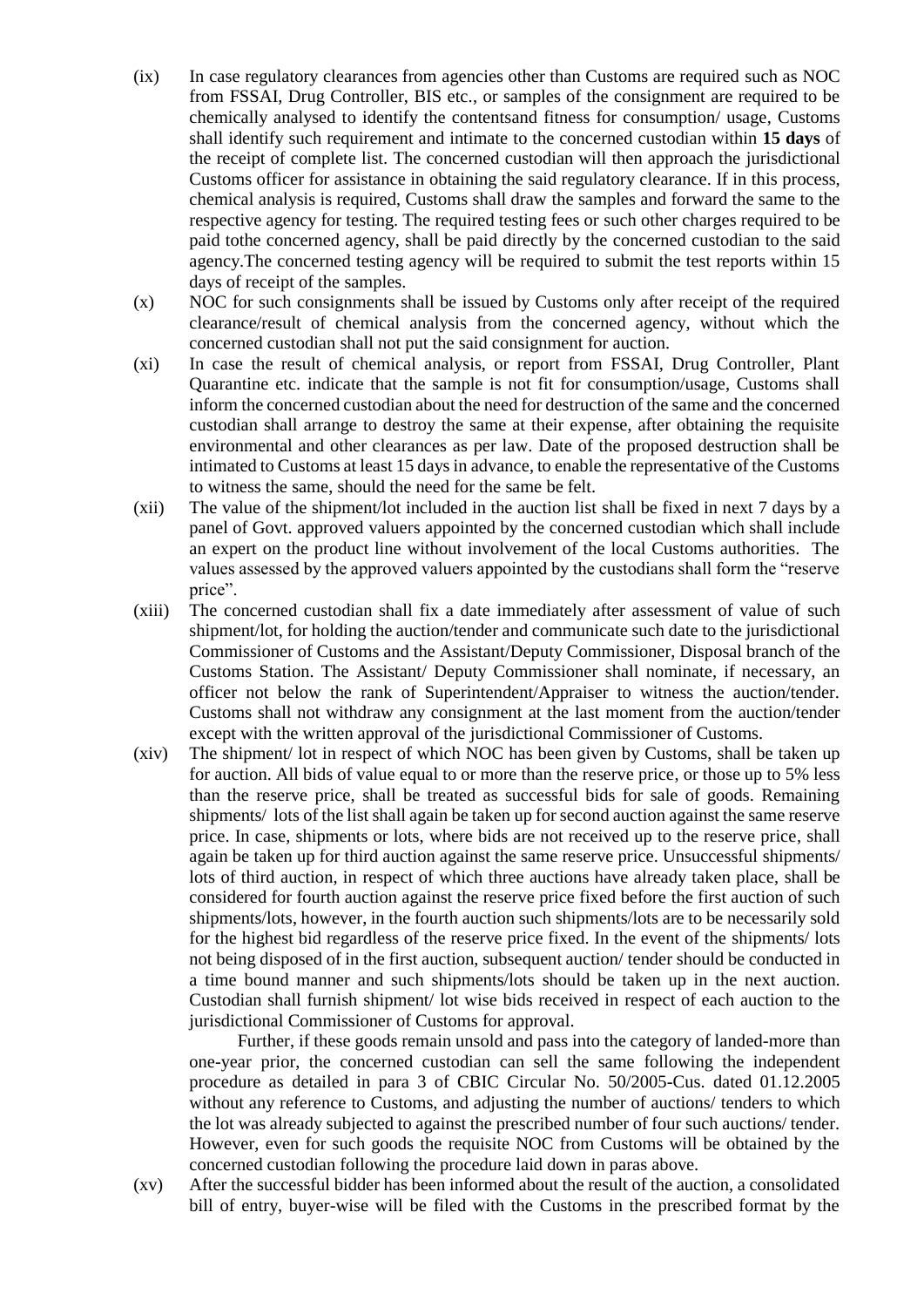(ix) In case regulatory clearances from agencies other than Customs are required such as NOC from FSSAI, Drug Controller, BIS etc., or samples of the consignment are required to be chemically analysed to identify the contentsand fitness for consumption/ usage, Customs shall identify such requirement and intimate to the concerned custodian within **15 days** of the receipt of complete list. The concerned custodian will then approach the jurisdictional Customs officer for assistance in obtaining the said regulatory clearance. If in this process, chemical analysis is required, Customs shall draw the samples and forward the same to the respective agency for testing. The required testing fees or such other charges required to be paid tothe concerned agency, shall be paid directly by the concerned custodian to the said agency.The concerned testing agency will be required to submit the test reports within 15 days of receipt of the samples.

(x) NOC for such consignments shall be issued by Customs only after receipt of the required clearance/result of chemical analysis from the concerned agency, without which the concerned custodian shall not put the said consignment for auction.

(xi) In case the result of chemical analysis, or report from FSSAI, Drug Controller, Plant Quarantine etc. indicate that the sample is not fit for consumption/usage, Customs shall inform the concerned custodian about the need for destruction of the same and the concerned custodian shall arrange to destroy the same at their expense, after obtaining the requisite environmental and other clearances as per law. Date of the proposed destruction shall be intimated to Customs at least 15 days in advance, to enable the representative of the Customs to witness the same, should the need for the same be felt.

(xii) The value of the shipment/lot included in the auction list shall be fixed in next 7 days by a panel of Govt. approved valuers appointed by the concerned custodian which shall include an expert on the product line without involvement of the local Customs authorities. The values assessed by the approved valuers appointed by the custodians shall form the "reserve price".

(xiii) The concerned custodian shall fix a date immediately after assessment of value of such shipment/lot, for holding the auction/tender and communicate such date to the jurisdictional Commissioner of Customs and the Assistant/Deputy Commissioner, Disposal branch of the Customs Station. The Assistant/ Deputy Commissioner shall nominate, if necessary, an officer not below the rank of Superintendent/Appraiser to witness the auction/tender. Customs shall not withdraw any consignment at the last moment from the auction/tender except with the written approval of the jurisdictional Commissioner of Customs.

(xiv) The shipment/ lot in respect of which NOC has been given by Customs, shall be taken up for auction. All bids of value equal to or more than the reserve price, or those up to 5% less than the reserve price, shall be treated as successful bids for sale of goods. Remaining shipments/ lots of the list shall again be taken up for second auction against the same reserve price. In case, shipments or lots, where bids are not received up to the reserve price, shall again be taken up for third auction against the same reserve price. Unsuccessful shipments/ lots of third auction, in respect of which three auctions have already taken place, shall be considered for fourth auction against the reserve price fixed before the first auction of such shipments/lots, however, in the fourth auction such shipments/lots are to be necessarily sold for the highest bid regardless of the reserve price fixed. In the event of the shipments/ lots not being disposed of in the first auction, subsequent auction/ tender should be conducted in a time bound manner and such shipments/lots should be taken up in the next auction. Custodian shall furnish shipment/ lot wise bids received in respect of each auction to the jurisdictional Commissioner of Customs for approval.

Further, if these goods remain unsold and pass into the category of landed-more than one-year prior, the concerned custodian can sell the same following the independent procedure as detailed in para 3 of CBIC Circular No. 50/2005-Cus. dated 01.12.2005 without any reference to Customs, and adjusting the number of auctions/ tenders to which the lot was already subjected to against the prescribed number of four such auctions/ tender. However, even for such goods the requisite NOC from Customs will be obtained by the concerned custodian following the procedure laid down in paras above.

(xv) After the successful bidder has been informed about the result of the auction, a consolidated bill of entry, buyer-wise will be filed with the Customs in the prescribed format by the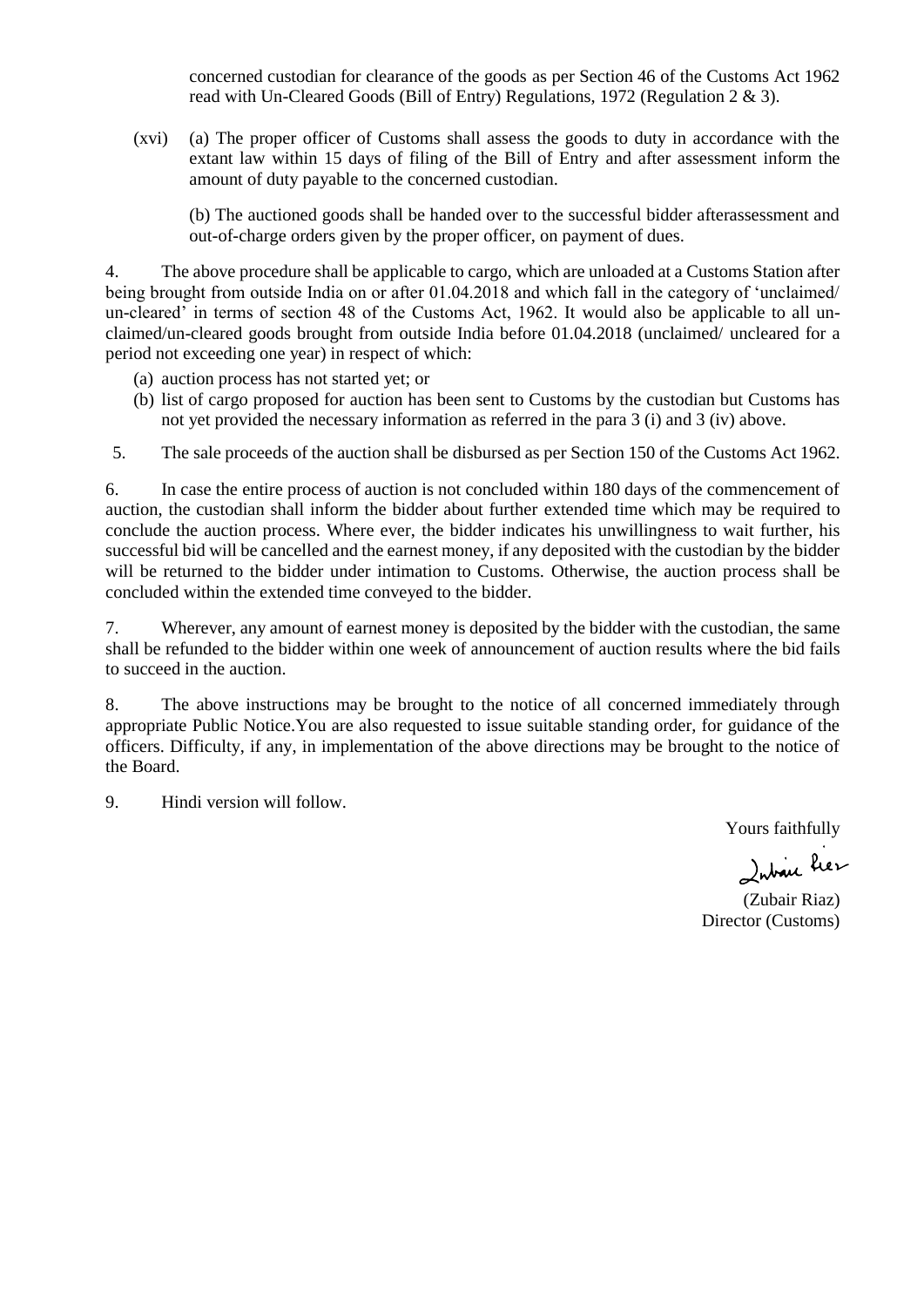concerned custodian for clearance of the goods as per Section 46 of the Customs Act 1962 read with Un-Cleared Goods (Bill of Entry) Regulations, 1972 (Regulation 2 & 3).

(xvi) (a) The proper officer of Customs shall assess the goods to duty in accordance with the extant law within 15 days of filing of the Bill of Entry and after assessment inform the amount of duty payable to the concerned custodian.

(b) The auctioned goods shall be handed over to the successful bidder afterassessment and out-of-charge orders given by the proper officer, on payment of dues.

4. The above procedure shall be applicable to cargo, which are unloaded at a Customs Station after being brought from outside India on or after 01.04.2018 and which fall in the category of 'unclaimed/ un-cleared' in terms of section 48 of the Customs Act, 1962. It would also be applicable to all un-claimed/un-cleared goods brought from outside India before 01.04.2018 (unclaimed/ uncleared for a period not exceeding one year) in respect of which:

(a) auction process has not started yet; or
(b) list of cargo proposed for auction has been sent to Customs by the custodian but Customs has not yet provided the necessary information as referred in the para 3 (i) and 3 (iv) above.

5. The sale proceeds of the auction shall be disbursed as per Section 150 of the Customs Act 1962.

6. In case the entire process of auction is not concluded within 180 days of the commencement of auction, the custodian shall inform the bidder about further extended time which may be required to conclude the auction process. Where ever, the bidder indicates his unwillingness to wait further, his successful bid will be cancelled and the earnest money, if any deposited with the custodian by the bidder will be returned to the bidder under intimation to Customs. Otherwise, the auction process shall be concluded within the extended time conveyed to the bidder.

7. Wherever, any amount of earnest money is deposited by the bidder with the custodian, the same shall be refunded to the bidder within one week of announcement of auction results where the bid fails to succeed in the auction.

8. The above instructions may be brought to the notice of all concerned immediately through appropriate Public Notice.You are also requested to issue suitable standing order, for guidance of the officers. Difficulty, if any, in implementation of the above directions may be brought to the notice of the Board.

9. Hindi version will follow.

Yours faithfully

(Zubair Riaz)
Director (Customs)